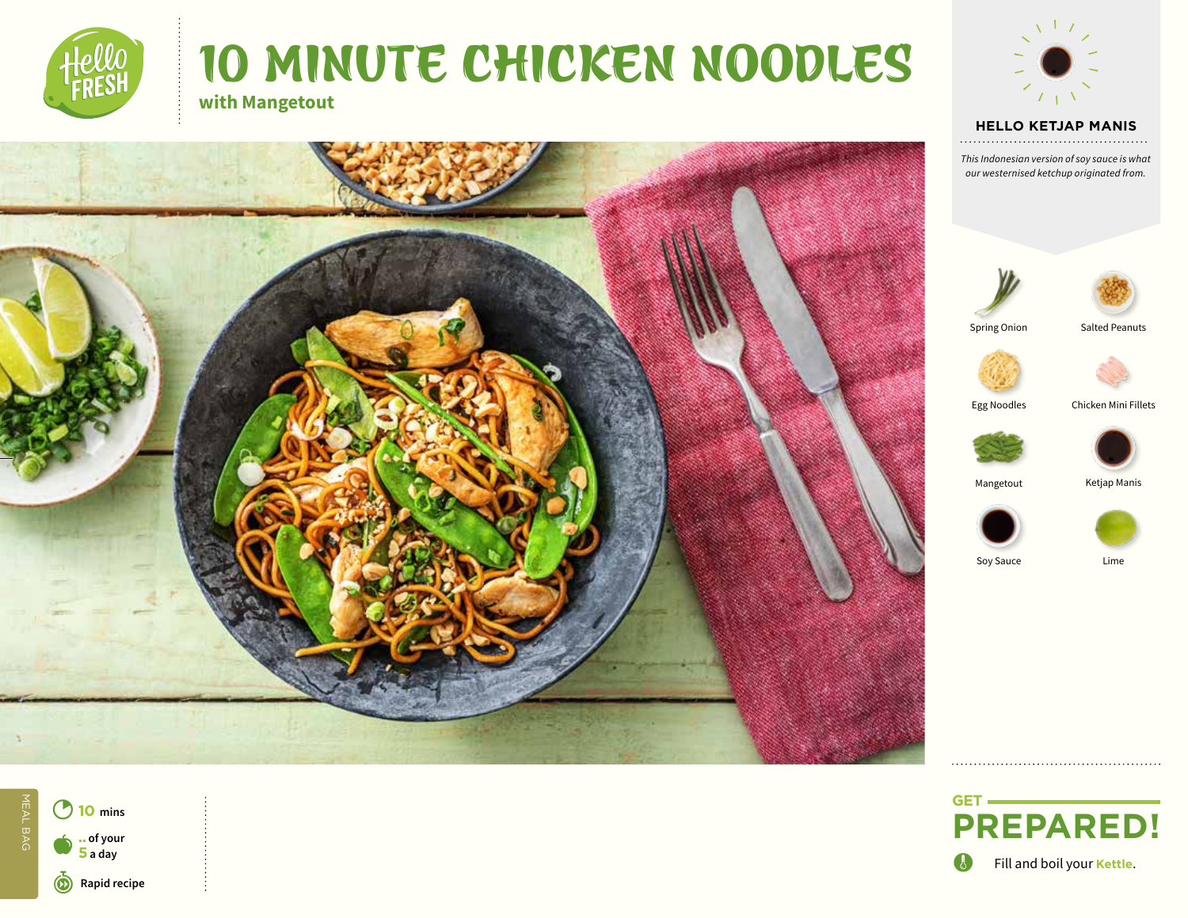# 10 MINUTE CHICKEN NOODLES

**with Mangetout**

### HELLO KETJAP MANIS

*This Indonesian version of soy sauce is what our westernised ketchup originated from.*

- Spring Onion
- Salted Peanuts
- Egg Noodles
- Chicken Mini Fillets
- Mangetout
- Ketjap Manis
- Soy Sauce
- Lime

MEAL BAG

**10** mins

.. of your **5** a day

**Rapid recipe**

## GET PREPARED!

Fill and boil your **Kettle**.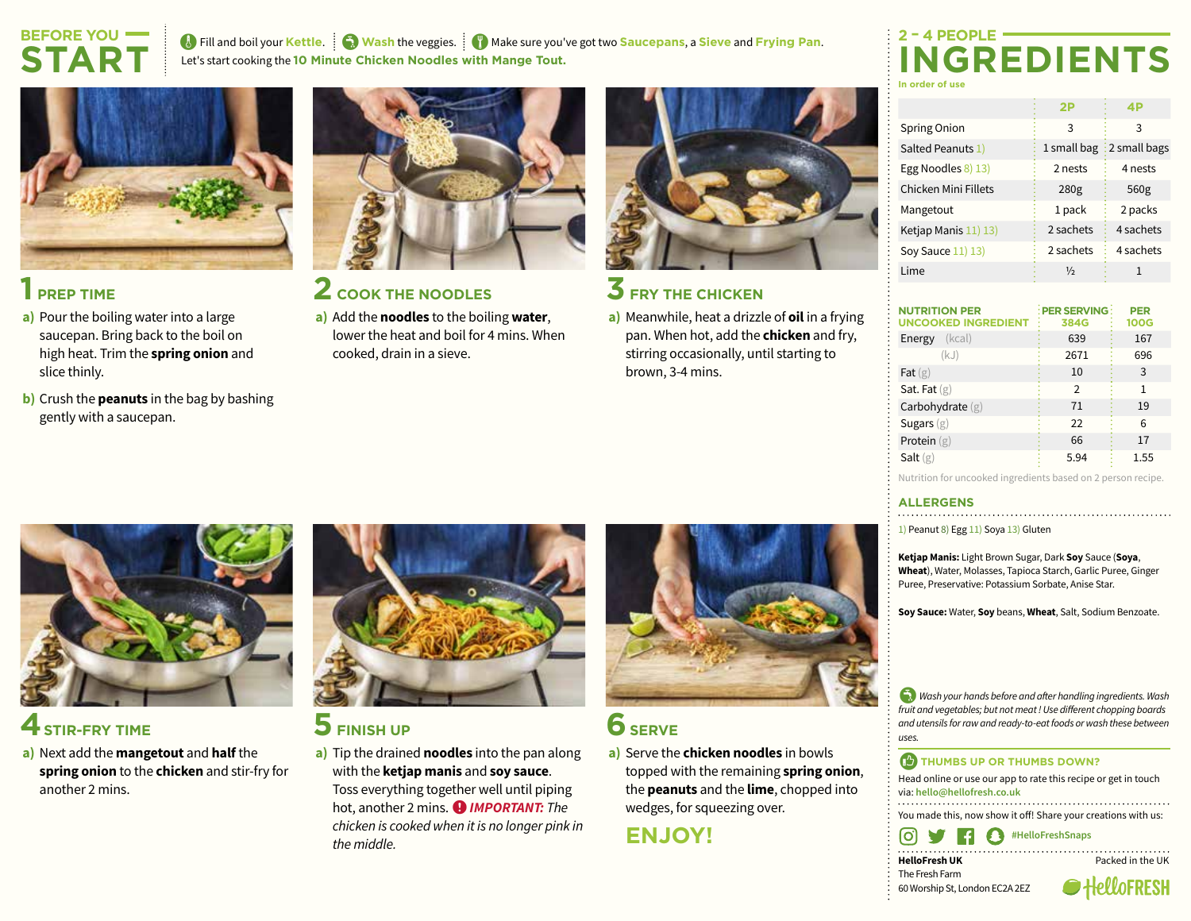## BEFORE YOU START

Fill and boil your **Kettle**. **Wash** the veggies. Make sure you've got two **Saucepans**, a **Sieve** and **Frying Pan**.

Let's start cooking the **10 Minute Chicken Noodles with Mange Tout.**

### 1 PREP TIME

a) Pour the boiling water into a large saucepan. Bring back to the boil on high heat. Trim the **spring onion** and slice thinly.

b) Crush the **peanuts** in the bag by bashing gently with a saucepan.

### 2 COOK THE NOODLES

a) Add the **noodles** to the boiling **water**, lower the heat and boil for 4 mins. When cooked, drain in a sieve.

### 3 FRY THE CHICKEN

a) Meanwhile, heat a drizzle of **oil** in a frying pan. When hot, add the **chicken** and fry, stirring occasionally, until starting to brown, 3-4 mins.

### 4 STIR-FRY TIME

a) Next add the **mangetout** and **half** the **spring onion** to the **chicken** and stir-fry for another 2 mins.

### 5 FINISH UP

a) Tip the drained **noodles** into the pan along with the **ketjap manis** and **soy sauce**. Toss everything together well until piping hot, another 2 mins. ***IMPORTANT:*** *The chicken is cooked when it is no longer pink in the middle.*

### 6 SERVE

a) Serve the **chicken noodles** in bowls topped with the remaining **spring onion**, the **peanuts** and the **lime**, chopped into wedges, for squeezing over.

**ENJOY!**

## 2 - 4 PEOPLE INGREDIENTS

In order of use

| | 2P | 4P |
|---|---|---|
| Spring Onion | 3 | 3 |
| Salted Peanuts 1) | 1 small bag | 2 small bags |
| Egg Noodles 8) 13) | 2 nests | 4 nests |
| Chicken Mini Fillets | 280g | 560g |
| Mangetout | 1 pack | 2 packs |
| Ketjap Manis 11) 13) | 2 sachets | 4 sachets |
| Soy Sauce 11) 13) | 2 sachets | 4 sachets |
| Lime | ½ | 1 |

| NUTRITION PER UNCOOKED INGREDIENT | PER SERVING 384G | PER 100G |
|---|---|---|
| Energy (kcal) | 639 | 167 |
| (kJ) | 2671 | 696 |
| Fat (g) | 10 | 3 |
| Sat. Fat (g) | 2 | 1 |
| Carbohydrate (g) | 71 | 19 |
| Sugars (g) | 22 | 6 |
| Protein (g) | 66 | 17 |
| Salt (g) | 5.94 | 1.55 |

Nutrition for uncooked ingredients based on 2 person recipe.

### ALLERGENS

1) Peanut 8) Egg 11) Soya 13) Gluten

**Ketjap Manis:** Light Brown Sugar, Dark **Soy** Sauce (**Soya**, **Wheat**), Water, Molasses, Tapioca Starch, Garlic Puree, Ginger Puree, Preservative: Potassium Sorbate, Anise Star.

**Soy Sauce:** Water, **Soy** beans, **Wheat**, Salt, Sodium Benzoate.

*Wash your hands before and after handling ingredients. Wash fruit and vegetables; but not meat ! Use different chopping boards and utensils for raw and ready-to-eat foods or wash these between uses.*

### THUMBS UP OR THUMBS DOWN?

Head online or use our app to rate this recipe or get in touch via: hello@hellofresh.co.uk

You made this, now show it off! Share your creations with us:

#HelloFreshSnaps

**HelloFresh UK**
The Fresh Farm
60 Worship St, London EC2A 2EZ

Packed in the UK

HelloFRESH